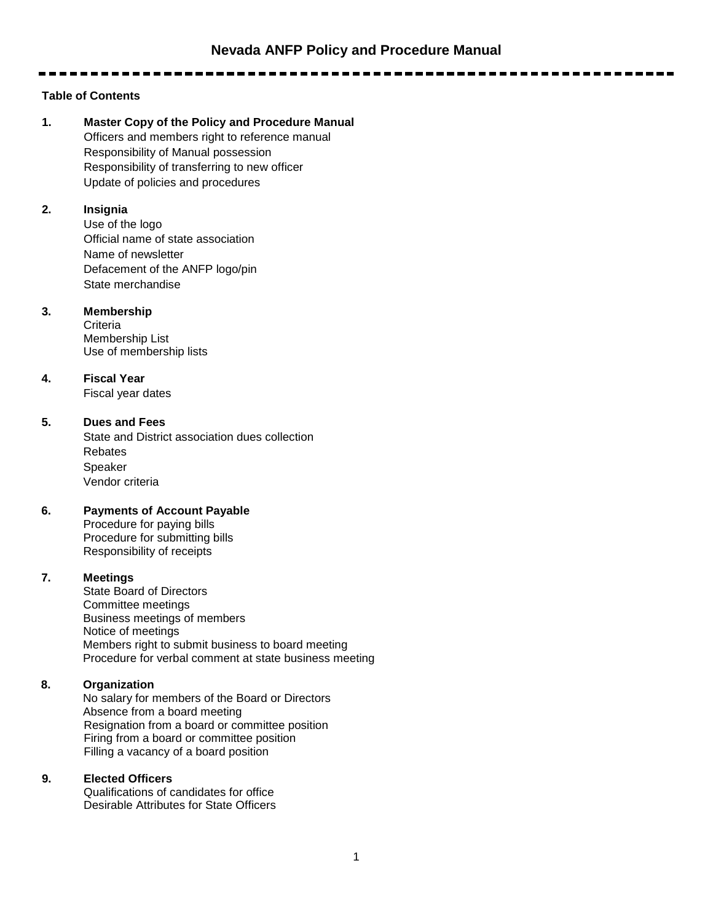# Nevada ANFP Policy and Procedure Manual

---

**Table of Contents**

**1. Master Copy of the Policy and Procedure Manual**
- Officers and members right to reference manual
- Responsibility of Manual possession
- Responsibility of transferring to new officer
- Update of policies and procedures

**2. Insignia**
- Use of the logo
- Official name of state association
- Name of newsletter
- Defacement of the ANFP logo/pin
- State merchandise

**3. Membership**
- Criteria
- Membership List
- Use of membership lists

**4. Fiscal Year**
- Fiscal year dates

**5. Dues and Fees**
- State and District association dues collection
- Rebates
- Speaker
- Vendor criteria

**6. Payments of Account Payable**
- Procedure for paying bills
- Procedure for submitting bills
- Responsibility of receipts

**7. Meetings**
- State Board of Directors
- Committee meetings
- Business meetings of members
- Notice of meetings
- Members right to submit business to board meeting
- Procedure for verbal comment at state business meeting

**8. Organization**
- No salary for members of the Board or Directors
- Absence from a board meeting
- Resignation from a board or committee position
- Firing from a board or committee position
- Filling a vacancy of a board position

**9. Elected Officers**
- Qualifications of candidates for office
- Desirable Attributes for State Officers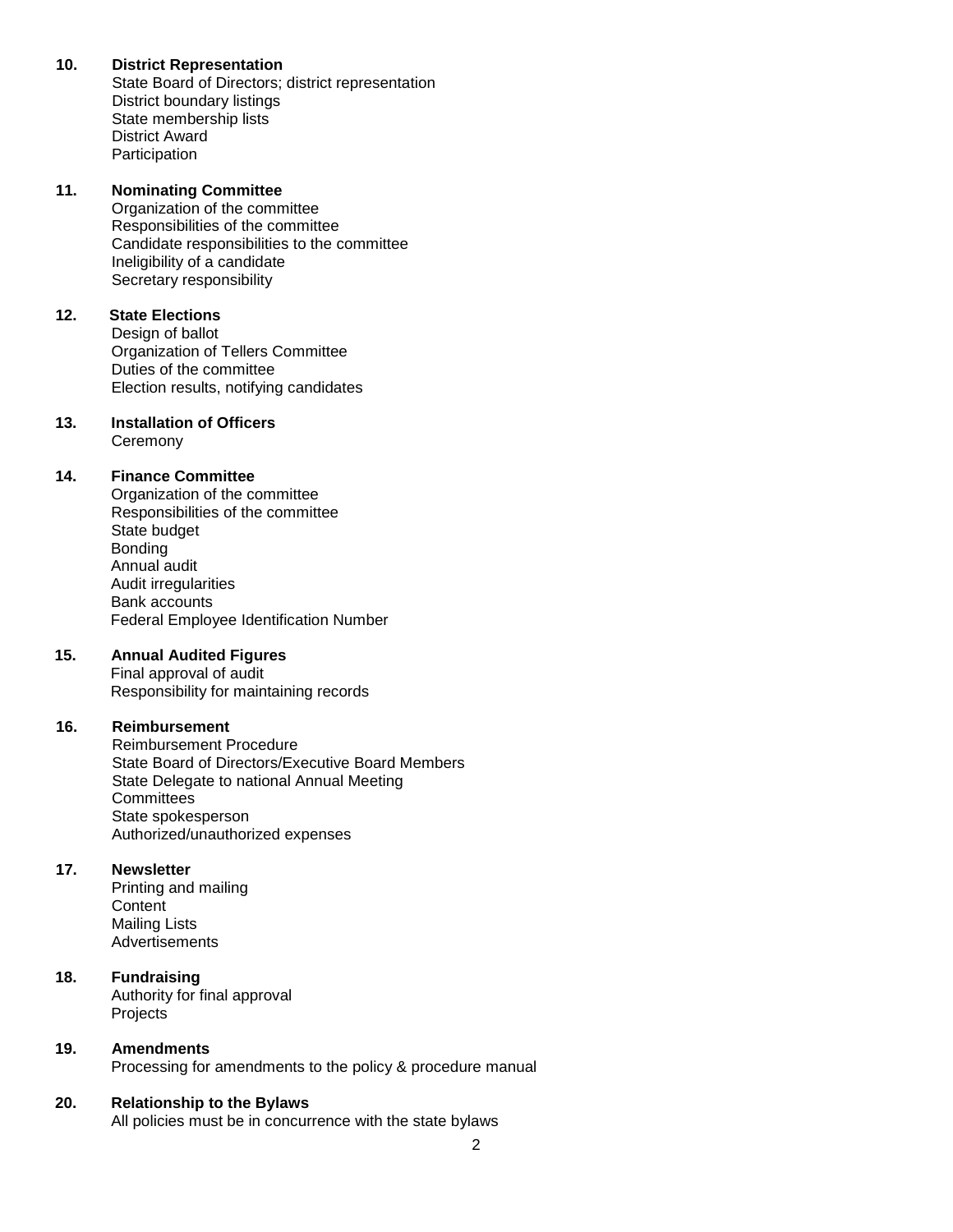**10. District Representation**

State Board of Directors; district representation
District boundary listings
State membership lists
District Award
Participation

**11. Nominating Committee**

Organization of the committee
Responsibilities of the committee
Candidate responsibilities to the committee
Ineligibility of a candidate
Secretary responsibility

**12. State Elections**

Design of ballot
Organization of Tellers Committee
Duties of the committee
Election results, notifying candidates

**13. Installation of Officers**

Ceremony

**14. Finance Committee**

Organization of the committee
Responsibilities of the committee
State budget
Bonding
Annual audit
Audit irregularities
Bank accounts
Federal Employee Identification Number

**15. Annual Audited Figures**

Final approval of audit
Responsibility for maintaining records

**16. Reimbursement**

Reimbursement Procedure
State Board of Directors/Executive Board Members
State Delegate to national Annual Meeting
Committees
State spokesperson
Authorized/unauthorized expenses

**17. Newsletter**

Printing and mailing
Content
Mailing Lists
Advertisements

**18. Fundraising**

Authority for final approval
Projects

**19. Amendments**

Processing for amendments to the policy & procedure manual

**20. Relationship to the Bylaws**

All policies must be in concurrence with the state bylaws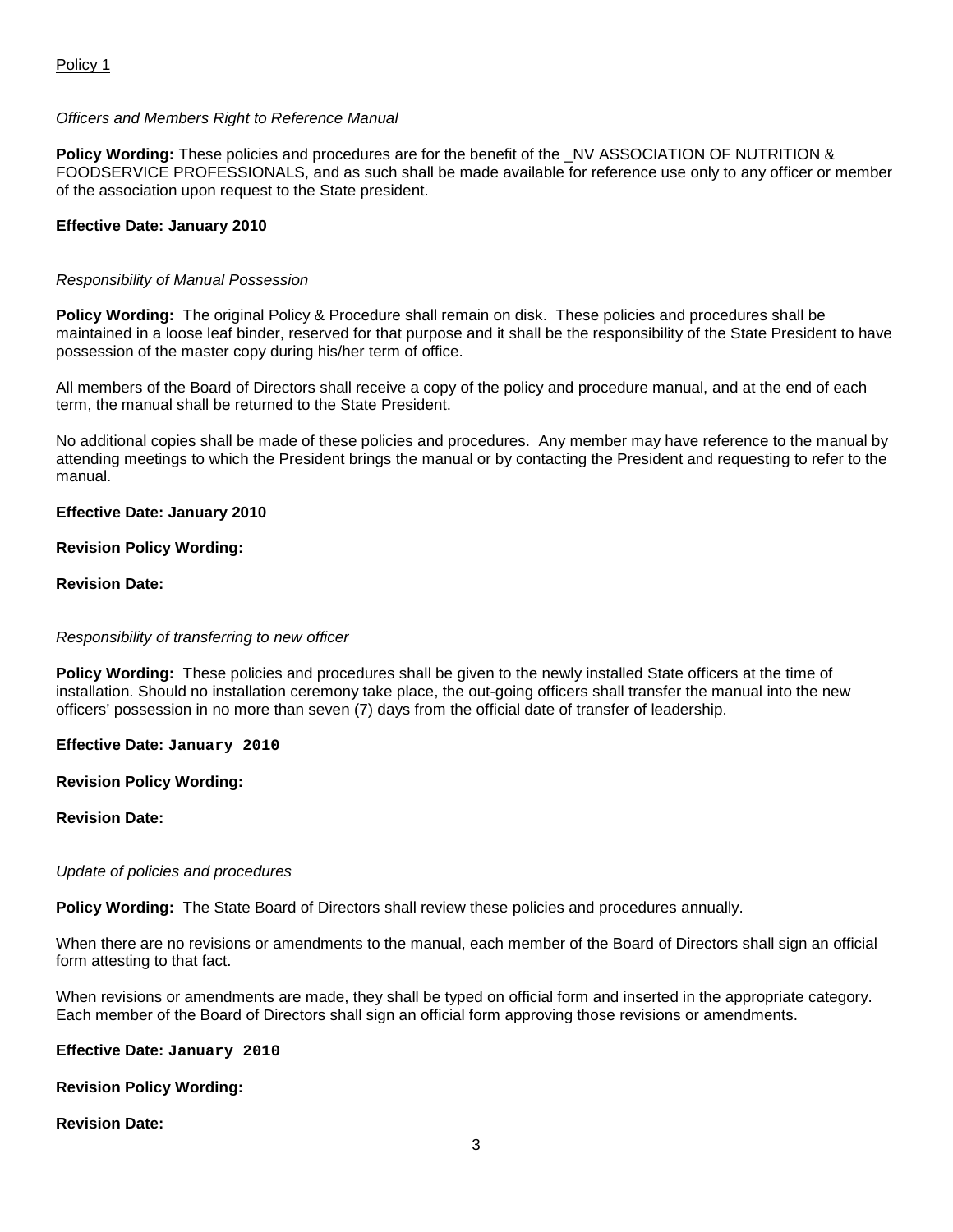Policy 1

*Officers and Members Right to Reference Manual*

**Policy Wording:** These policies and procedures are for the benefit of the _NV ASSOCIATION OF NUTRITION & FOODSERVICE PROFESSIONALS, and as such shall be made available for reference use only to any officer or member of the association upon request to the State president.

**Effective Date: January 2010**

*Responsibility of Manual Possession*

**Policy Wording:** The original Policy & Procedure shall remain on disk. These policies and procedures shall be maintained in a loose leaf binder, reserved for that purpose and it shall be the responsibility of the State President to have possession of the master copy during his/her term of office.

All members of the Board of Directors shall receive a copy of the policy and procedure manual, and at the end of each term, the manual shall be returned to the State President.

No additional copies shall be made of these policies and procedures. Any member may have reference to the manual by attending meetings to which the President brings the manual or by contacting the President and requesting to refer to the manual.

**Effective Date: January 2010**

**Revision Policy Wording:**

**Revision Date:**

*Responsibility of transferring to new officer*

**Policy Wording:** These policies and procedures shall be given to the newly installed State officers at the time of installation. Should no installation ceremony take place, the out-going officers shall transfer the manual into the new officers' possession in no more than seven (7) days from the official date of transfer of leadership.

**Effective Date: January 2010**

**Revision Policy Wording:**

**Revision Date:**

*Update of policies and procedures*

**Policy Wording:** The State Board of Directors shall review these policies and procedures annually.

When there are no revisions or amendments to the manual, each member of the Board of Directors shall sign an official form attesting to that fact.

When revisions or amendments are made, they shall be typed on official form and inserted in the appropriate category. Each member of the Board of Directors shall sign an official form approving those revisions or amendments.

**Effective Date: January 2010**

**Revision Policy Wording:**

**Revision Date:**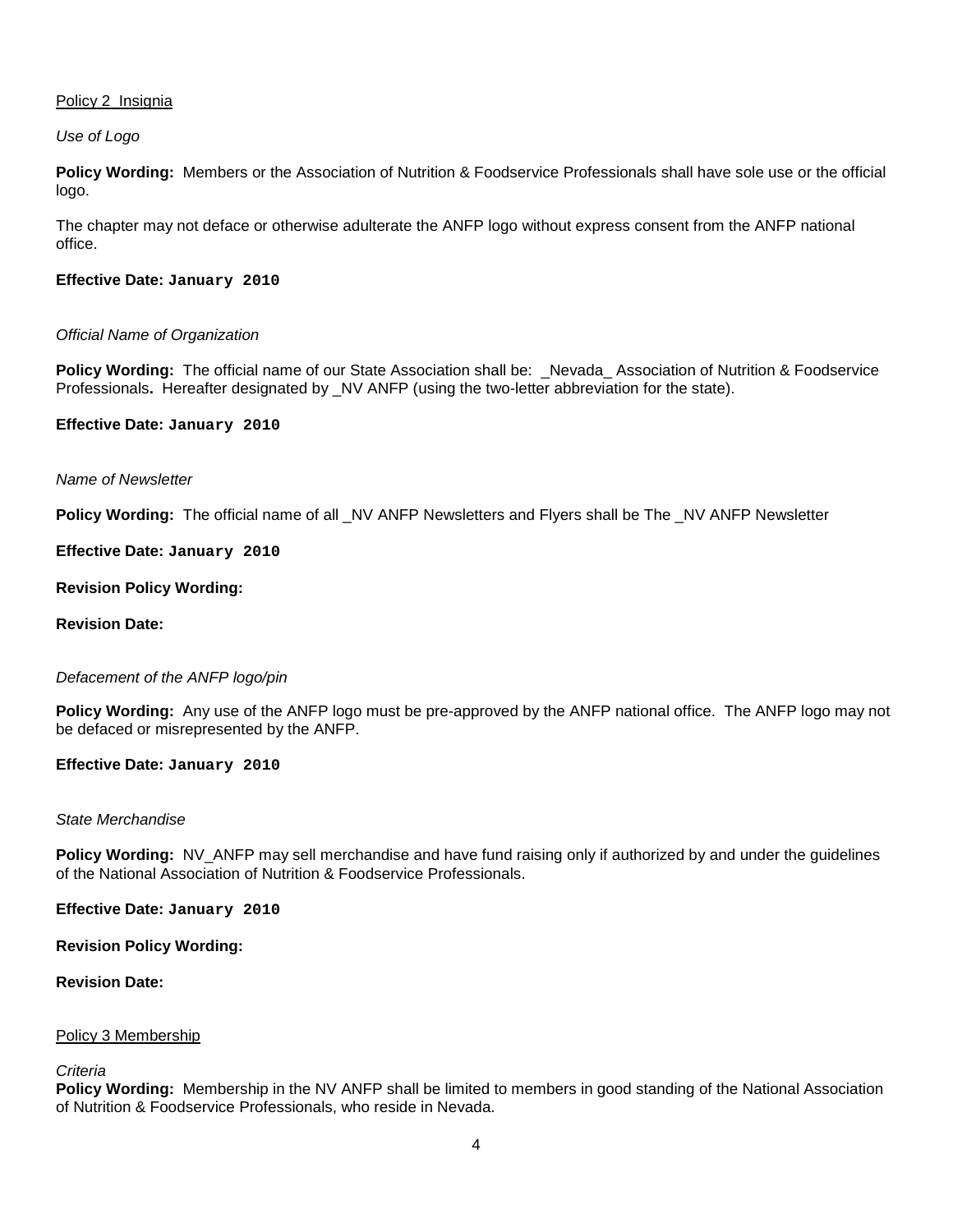Policy 2 Insignia

*Use of Logo*

**Policy Wording:** Members or the Association of Nutrition & Foodservice Professionals shall have sole use or the official logo.

The chapter may not deface or otherwise adulterate the ANFP logo without express consent from the ANFP national office.

**Effective Date: January 2010**

*Official Name of Organization*

**Policy Wording:** The official name of our State Association shall be: _Nevada_ Association of Nutrition & Foodservice Professionals**.** Hereafter designated by _NV ANFP (using the two-letter abbreviation for the state).

**Effective Date: January 2010**

*Name of Newsletter*

**Policy Wording:** The official name of all _NV ANFP Newsletters and Flyers shall be The _NV ANFP Newsletter

**Effective Date: January 2010**

**Revision Policy Wording:**

**Revision Date:**

*Defacement of the ANFP logo/pin*

**Policy Wording:** Any use of the ANFP logo must be pre-approved by the ANFP national office. The ANFP logo may not be defaced or misrepresented by the ANFP.

**Effective Date: January 2010**

*State Merchandise*

**Policy Wording:** NV_ANFP may sell merchandise and have fund raising only if authorized by and under the guidelines of the National Association of Nutrition & Foodservice Professionals.

**Effective Date: January 2010**

**Revision Policy Wording:**

**Revision Date:**

Policy 3 Membership

*Criteria*

**Policy Wording:** Membership in the NV ANFP shall be limited to members in good standing of the National Association of Nutrition & Foodservice Professionals, who reside in Nevada.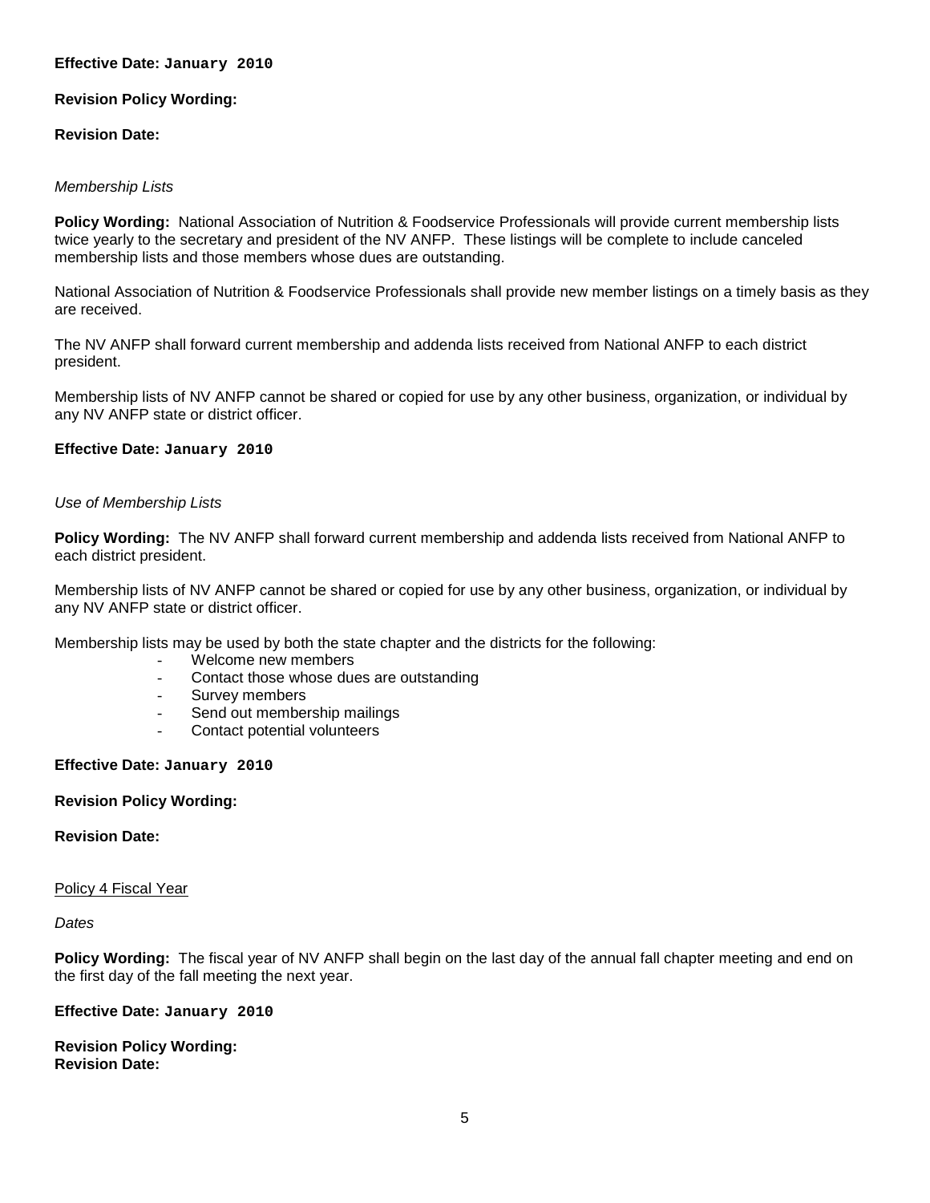**Effective Date: January 2010**

**Revision Policy Wording:**

**Revision Date:**

*Membership Lists*

**Policy Wording:** National Association of Nutrition & Foodservice Professionals will provide current membership lists twice yearly to the secretary and president of the NV ANFP. These listings will be complete to include canceled membership lists and those members whose dues are outstanding.

National Association of Nutrition & Foodservice Professionals shall provide new member listings on a timely basis as they are received.

The NV ANFP shall forward current membership and addenda lists received from National ANFP to each district president.

Membership lists of NV ANFP cannot be shared or copied for use by any other business, organization, or individual by any NV ANFP state or district officer.

**Effective Date: January 2010**

*Use of Membership Lists*

**Policy Wording:** The NV ANFP shall forward current membership and addenda lists received from National ANFP to each district president.

Membership lists of NV ANFP cannot be shared or copied for use by any other business, organization, or individual by any NV ANFP state or district officer.

Membership lists may be used by both the state chapter and the districts for the following:

- Welcome new members
- Contact those whose dues are outstanding
- Survey members
- Send out membership mailings
- Contact potential volunteers

**Effective Date: January 2010**

**Revision Policy Wording:**

**Revision Date:**

## Policy 4 Fiscal Year

*Dates*

**Policy Wording:** The fiscal year of NV ANFP shall begin on the last day of the annual fall chapter meeting and end on the first day of the fall meeting the next year.

**Effective Date: January 2010**

**Revision Policy Wording:**
**Revision Date:**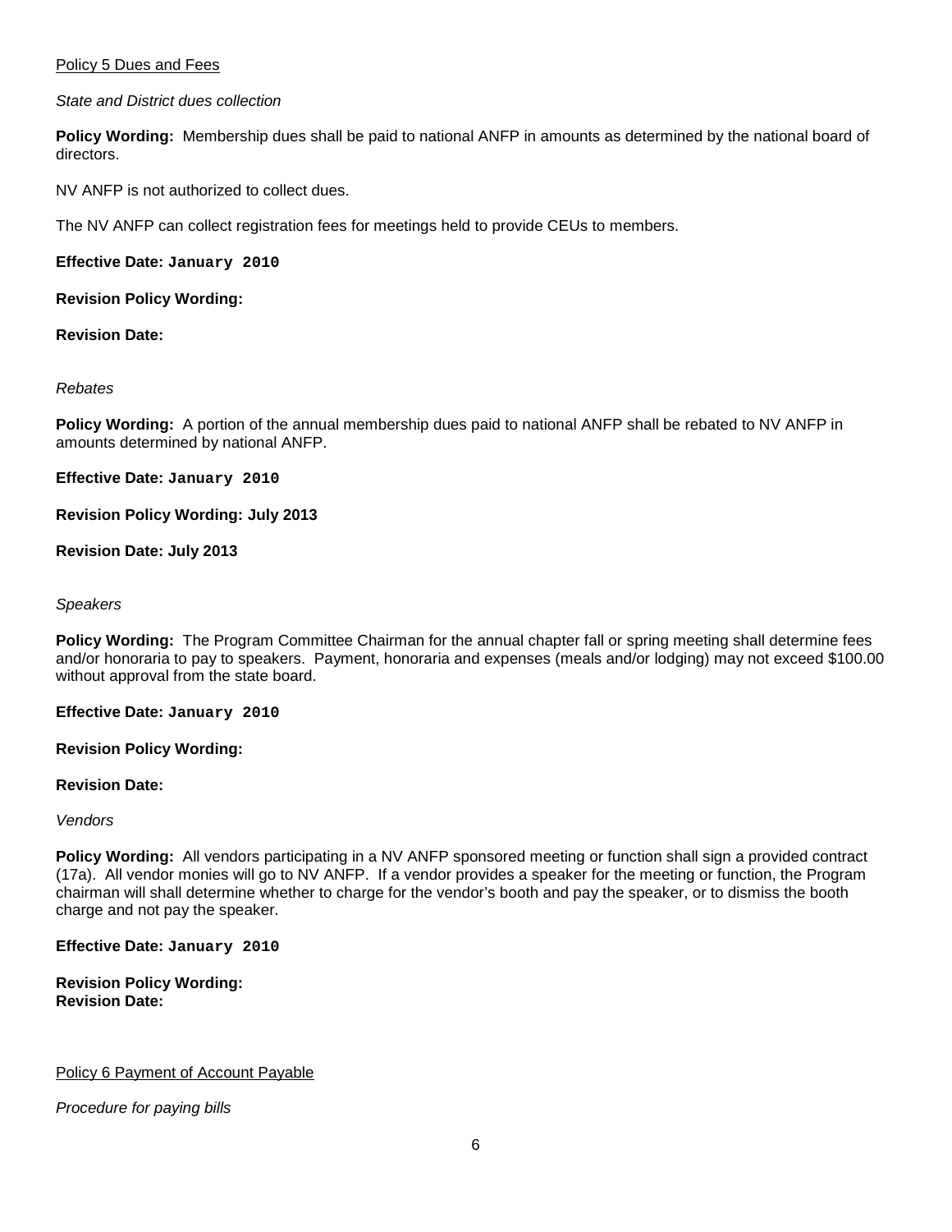Policy 5 Dues and Fees

*State and District dues collection*

**Policy Wording:** Membership dues shall be paid to national ANFP in amounts as determined by the national board of directors.

NV ANFP is not authorized to collect dues.

The NV ANFP can collect registration fees for meetings held to provide CEUs to members.

**Effective Date: January 2010**

**Revision Policy Wording:**

**Revision Date:**

*Rebates*

**Policy Wording:** A portion of the annual membership dues paid to national ANFP shall be rebated to NV ANFP in amounts determined by national ANFP.

**Effective Date: January 2010**

**Revision Policy Wording: July 2013**

**Revision Date: July 2013**

*Speakers*

**Policy Wording:** The Program Committee Chairman for the annual chapter fall or spring meeting shall determine fees and/or honoraria to pay to speakers. Payment, honoraria and expenses (meals and/or lodging) may not exceed $100.00 without approval from the state board.

**Effective Date: January 2010**

**Revision Policy Wording:**

**Revision Date:**

*Vendors*

**Policy Wording:** All vendors participating in a NV ANFP sponsored meeting or function shall sign a provided contract (17a). All vendor monies will go to NV ANFP. If a vendor provides a speaker for the meeting or function, the Program chairman will shall determine whether to charge for the vendor's booth and pay the speaker, or to dismiss the booth charge and not pay the speaker.

**Effective Date: January 2010**

**Revision Policy Wording:**
**Revision Date:**

Policy 6 Payment of Account Payable

*Procedure for paying bills*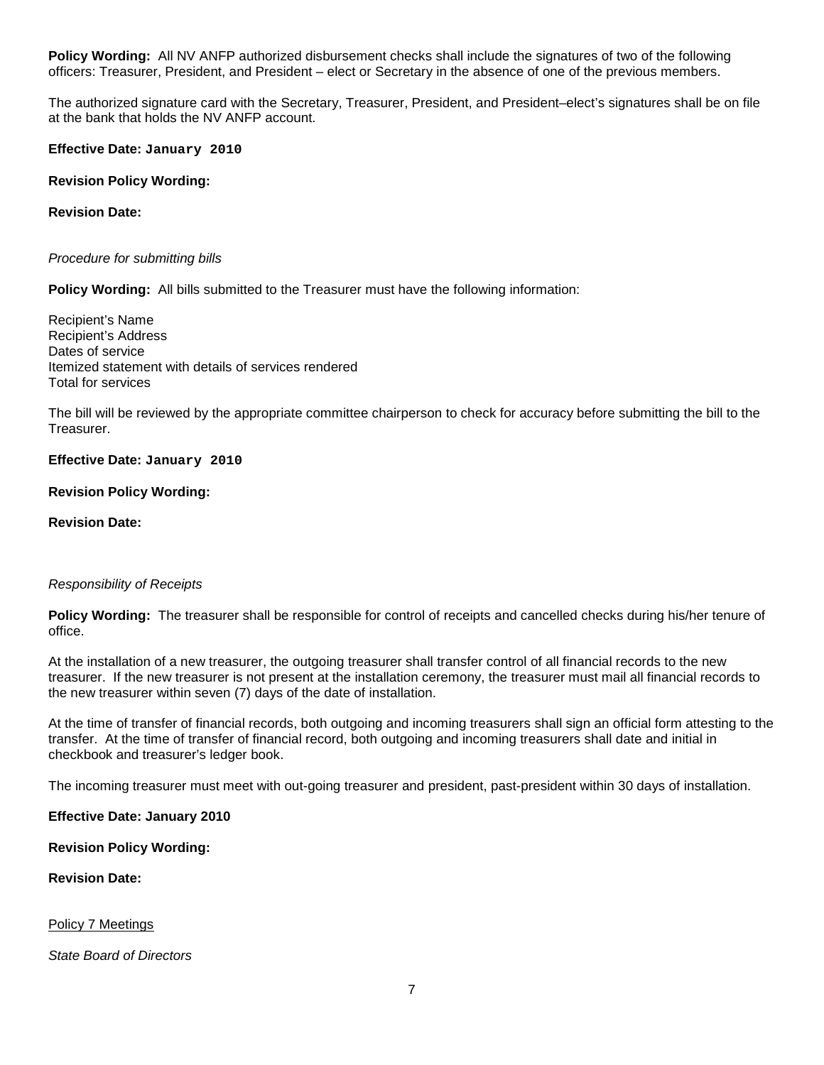**Policy Wording:** All NV ANFP authorized disbursement checks shall include the signatures of two of the following officers: Treasurer, President, and President – elect or Secretary in the absence of one of the previous members.

The authorized signature card with the Secretary, Treasurer, President, and President–elect's signatures shall be on file at the bank that holds the NV ANFP account.

**Effective Date: January 2010**

**Revision Policy Wording:**

**Revision Date:**

*Procedure for submitting bills*

**Policy Wording:** All bills submitted to the Treasurer must have the following information:

Recipient's Name
Recipient's Address
Dates of service
Itemized statement with details of services rendered
Total for services

The bill will be reviewed by the appropriate committee chairperson to check for accuracy before submitting the bill to the Treasurer.

**Effective Date: January 2010**

**Revision Policy Wording:**

**Revision Date:**

*Responsibility of Receipts*

**Policy Wording:** The treasurer shall be responsible for control of receipts and cancelled checks during his/her tenure of office.

At the installation of a new treasurer, the outgoing treasurer shall transfer control of all financial records to the new treasurer. If the new treasurer is not present at the installation ceremony, the treasurer must mail all financial records to the new treasurer within seven (7) days of the date of installation.

At the time of transfer of financial records, both outgoing and incoming treasurers shall sign an official form attesting to the transfer. At the time of transfer of financial record, both outgoing and incoming treasurers shall date and initial in checkbook and treasurer's ledger book.

The incoming treasurer must meet with out-going treasurer and president, past-president within 30 days of installation.

**Effective Date: January 2010**

**Revision Policy Wording:**

**Revision Date:**

Policy 7 Meetings

*State Board of Directors*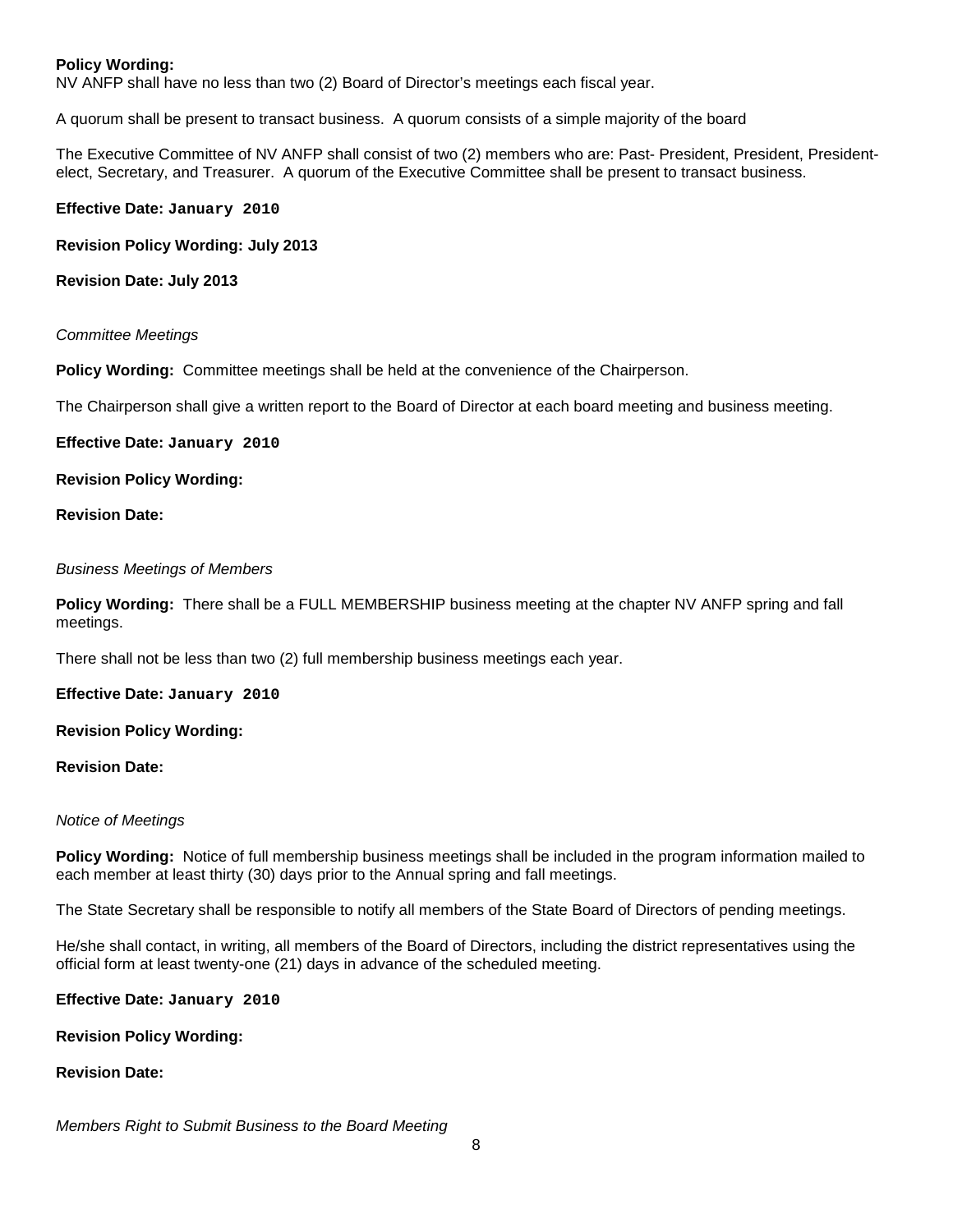**Policy Wording:**
NV ANFP shall have no less than two (2) Board of Director's meetings each fiscal year.

A quorum shall be present to transact business. A quorum consists of a simple majority of the board

The Executive Committee of NV ANFP shall consist of two (2) members who are: Past- President, President, President-elect, Secretary, and Treasurer. A quorum of the Executive Committee shall be present to transact business.

**Effective Date: January 2010**

**Revision Policy Wording: July 2013**

**Revision Date: July 2013**

*Committee Meetings*

**Policy Wording:** Committee meetings shall be held at the convenience of the Chairperson.

The Chairperson shall give a written report to the Board of Director at each board meeting and business meeting.

**Effective Date: January 2010**

**Revision Policy Wording:**

**Revision Date:**

*Business Meetings of Members*

**Policy Wording:** There shall be a FULL MEMBERSHIP business meeting at the chapter NV ANFP spring and fall meetings.

There shall not be less than two (2) full membership business meetings each year.

**Effective Date: January 2010**

**Revision Policy Wording:**

**Revision Date:**

*Notice of Meetings*

**Policy Wording:** Notice of full membership business meetings shall be included in the program information mailed to each member at least thirty (30) days prior to the Annual spring and fall meetings.

The State Secretary shall be responsible to notify all members of the State Board of Directors of pending meetings.

He/she shall contact, in writing, all members of the Board of Directors, including the district representatives using the official form at least twenty-one (21) days in advance of the scheduled meeting.

**Effective Date: January 2010**

**Revision Policy Wording:**

**Revision Date:**

*Members Right to Submit Business to the Board Meeting*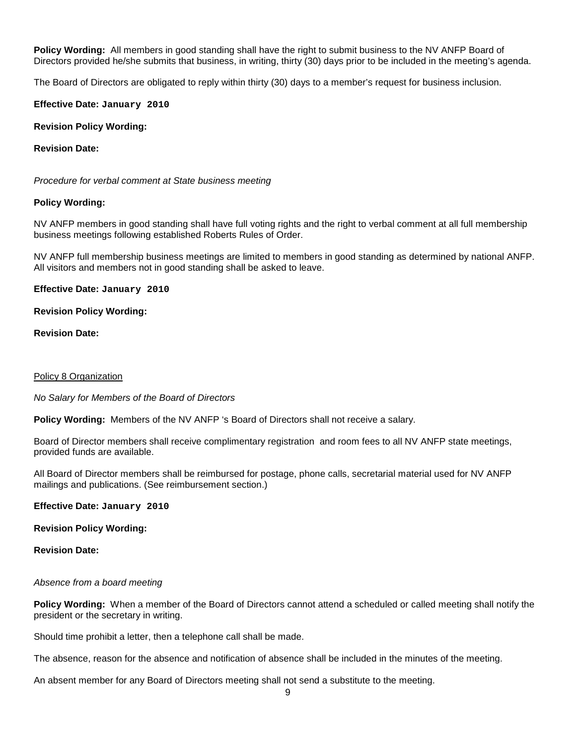**Policy Wording:** All members in good standing shall have the right to submit business to the NV ANFP Board of Directors provided he/she submits that business, in writing, thirty (30) days prior to be included in the meeting's agenda.

The Board of Directors are obligated to reply within thirty (30) days to a member's request for business inclusion.

**Effective Date: January 2010**

**Revision Policy Wording:**

**Revision Date:**

*Procedure for verbal comment at State business meeting*

**Policy Wording:**

NV ANFP members in good standing shall have full voting rights and the right to verbal comment at all full membership business meetings following established Roberts Rules of Order.

NV ANFP full membership business meetings are limited to members in good standing as determined by national ANFP. All visitors and members not in good standing shall be asked to leave.

**Effective Date: January 2010**

**Revision Policy Wording:**

**Revision Date:**

<u>Policy 8 Organization</u>

*No Salary for Members of the Board of Directors*

**Policy Wording:** Members of the NV ANFP 's Board of Directors shall not receive a salary.

Board of Director members shall receive complimentary registration and room fees to all NV ANFP state meetings, provided funds are available.

All Board of Director members shall be reimbursed for postage, phone calls, secretarial material used for NV ANFP mailings and publications. (See reimbursement section.)

**Effective Date: January 2010**

**Revision Policy Wording:**

**Revision Date:**

*Absence from a board meeting*

**Policy Wording:** When a member of the Board of Directors cannot attend a scheduled or called meeting shall notify the president or the secretary in writing.

Should time prohibit a letter, then a telephone call shall be made.

The absence, reason for the absence and notification of absence shall be included in the minutes of the meeting.

An absent member for any Board of Directors meeting shall not send a substitute to the meeting.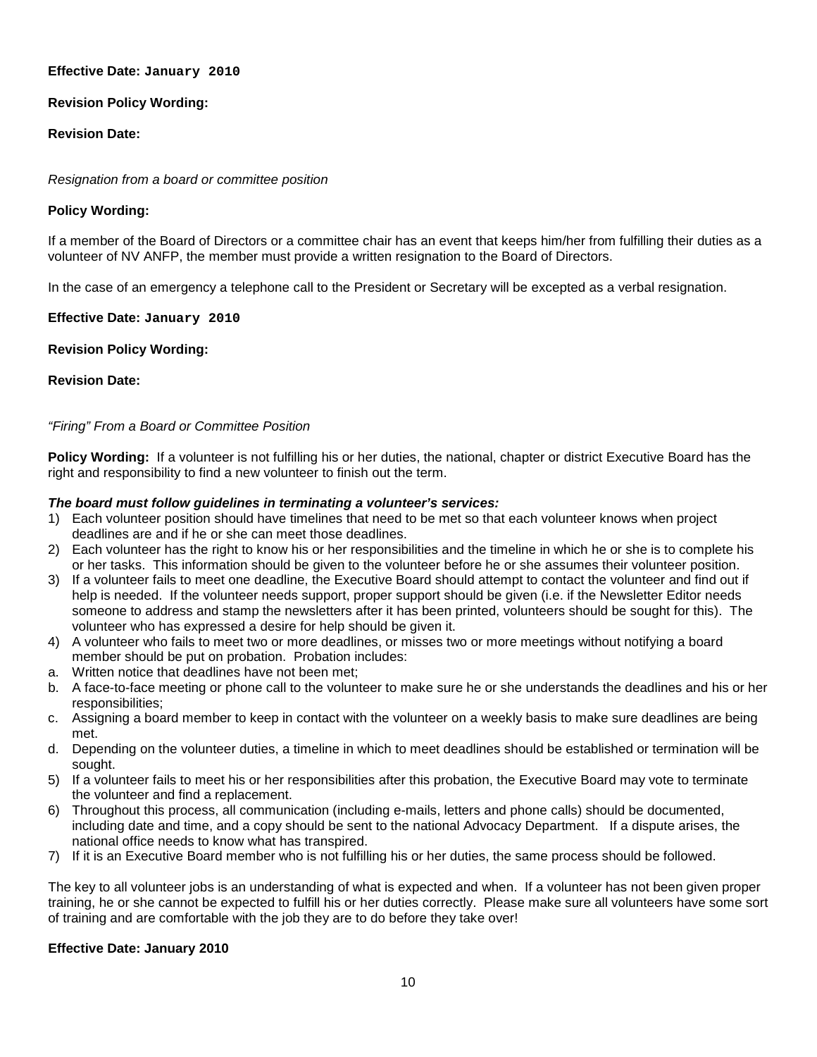**Effective Date: January 2010**

**Revision Policy Wording:**

**Revision Date:**

*Resignation from a board or committee position*

**Policy Wording:**

If a member of the Board of Directors or a committee chair has an event that keeps him/her from fulfilling their duties as a volunteer of NV ANFP, the member must provide a written resignation to the Board of Directors.

In the case of an emergency a telephone call to the President or Secretary will be excepted as a verbal resignation.

**Effective Date: January 2010**

**Revision Policy Wording:**

**Revision Date:**

*"Firing" From a Board or Committee Position*

**Policy Wording:** If a volunteer is not fulfilling his or her duties, the national, chapter or district Executive Board has the right and responsibility to find a new volunteer to finish out the term.

***The board must follow guidelines in terminating a volunteer's services:***

1) Each volunteer position should have timelines that need to be met so that each volunteer knows when project deadlines are and if he or she can meet those deadlines.
2) Each volunteer has the right to know his or her responsibilities and the timeline in which he or she is to complete his or her tasks. This information should be given to the volunteer before he or she assumes their volunteer position.
3) If a volunteer fails to meet one deadline, the Executive Board should attempt to contact the volunteer and find out if help is needed. If the volunteer needs support, proper support should be given (i.e. if the Newsletter Editor needs someone to address and stamp the newsletters after it has been printed, volunteers should be sought for this). The volunteer who has expressed a desire for help should be given it.
4) A volunteer who fails to meet two or more deadlines, or misses two or more meetings without notifying a board member should be put on probation. Probation includes:
   a. Written notice that deadlines have not been met;
   b. A face-to-face meeting or phone call to the volunteer to make sure he or she understands the deadlines and his or her responsibilities;
   c. Assigning a board member to keep in contact with the volunteer on a weekly basis to make sure deadlines are being met.
   d. Depending on the volunteer duties, a timeline in which to meet deadlines should be established or termination will be sought.
5) If a volunteer fails to meet his or her responsibilities after this probation, the Executive Board may vote to terminate the volunteer and find a replacement.
6) Throughout this process, all communication (including e-mails, letters and phone calls) should be documented, including date and time, and a copy should be sent to the national Advocacy Department. If a dispute arises, the national office needs to know what has transpired.
7) If it is an Executive Board member who is not fulfilling his or her duties, the same process should be followed.

The key to all volunteer jobs is an understanding of what is expected and when. If a volunteer has not been given proper training, he or she cannot be expected to fulfill his or her duties correctly. Please make sure all volunteers have some sort of training and are comfortable with the job they are to do before they take over!

**Effective Date: January 2010**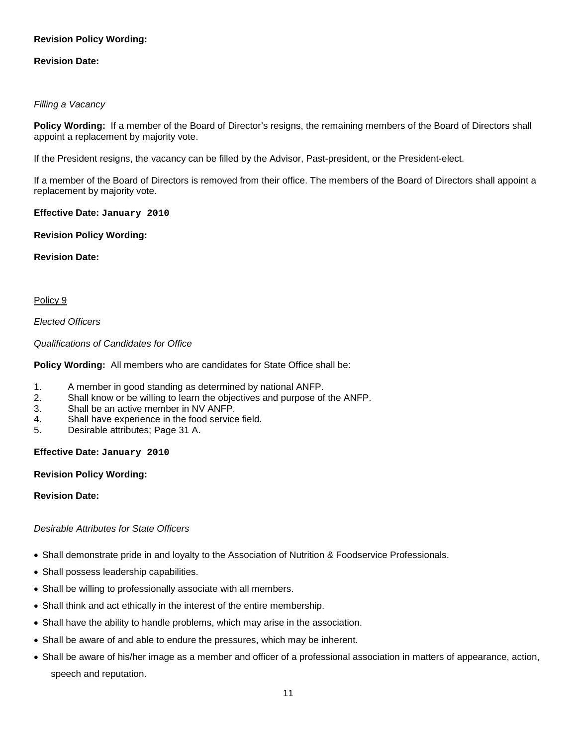**Revision Policy Wording:**

**Revision Date:**

*Filling a Vacancy*

**Policy Wording:** If a member of the Board of Director's resigns, the remaining members of the Board of Directors shall appoint a replacement by majority vote.

If the President resigns, the vacancy can be filled by the Advisor, Past-president, or the President-elect.

If a member of the Board of Directors is removed from their office. The members of the Board of Directors shall appoint a replacement by majority vote.

**Effective Date: January 2010**

**Revision Policy Wording:**

**Revision Date:**

Policy 9

*Elected Officers*

*Qualifications of Candidates for Office*

**Policy Wording:** All members who are candidates for State Office shall be:

1. A member in good standing as determined by national ANFP.
2. Shall know or be willing to learn the objectives and purpose of the ANFP.
3. Shall be an active member in NV ANFP.
4. Shall have experience in the food service field.
5. Desirable attributes; Page 31 A.

**Effective Date: January 2010**

**Revision Policy Wording:**

**Revision Date:**

*Desirable Attributes for State Officers*

- Shall demonstrate pride in and loyalty to the Association of Nutrition & Foodservice Professionals.
- Shall possess leadership capabilities.
- Shall be willing to professionally associate with all members.
- Shall think and act ethically in the interest of the entire membership.
- Shall have the ability to handle problems, which may arise in the association.
- Shall be aware of and able to endure the pressures, which may be inherent.
- Shall be aware of his/her image as a member and officer of a professional association in matters of appearance, action, speech and reputation.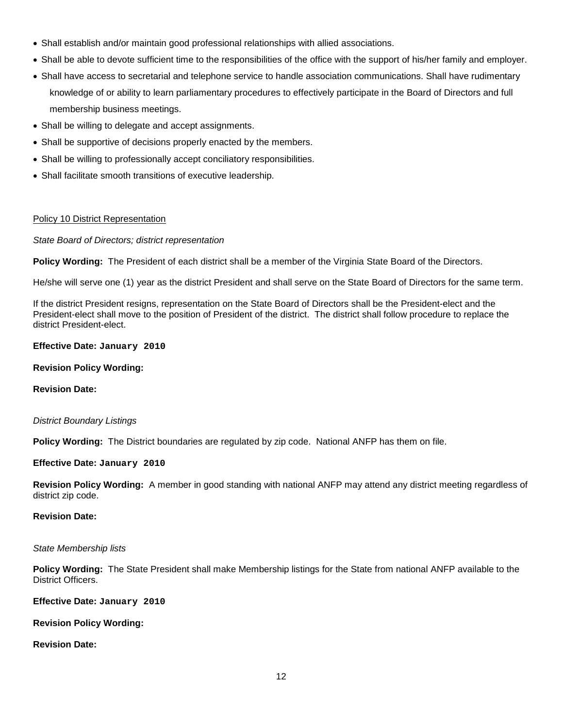- Shall establish and/or maintain good professional relationships with allied associations.
- Shall be able to devote sufficient time to the responsibilities of the office with the support of his/her family and employer.
- Shall have access to secretarial and telephone service to handle association communications. Shall have rudimentary knowledge of or ability to learn parliamentary procedures to effectively participate in the Board of Directors and full membership business meetings.
- Shall be willing to delegate and accept assignments.
- Shall be supportive of decisions properly enacted by the members.
- Shall be willing to professionally accept conciliatory responsibilities.
- Shall facilitate smooth transitions of executive leadership.

Policy 10 District Representation

*State Board of Directors; district representation*

**Policy Wording:** The President of each district shall be a member of the Virginia State Board of the Directors.

He/she will serve one (1) year as the district President and shall serve on the State Board of Directors for the same term.

If the district President resigns, representation on the State Board of Directors shall be the President-elect and the President-elect shall move to the position of President of the district. The district shall follow procedure to replace the district President-elect.

**Effective Date: January 2010**

**Revision Policy Wording:**

**Revision Date:**

*District Boundary Listings*

**Policy Wording:** The District boundaries are regulated by zip code. National ANFP has them on file.

**Effective Date: January 2010**

**Revision Policy Wording:** A member in good standing with national ANFP may attend any district meeting regardless of district zip code.

**Revision Date:**

*State Membership lists*

**Policy Wording:** The State President shall make Membership listings for the State from national ANFP available to the District Officers.

**Effective Date: January 2010**

**Revision Policy Wording:**

**Revision Date:**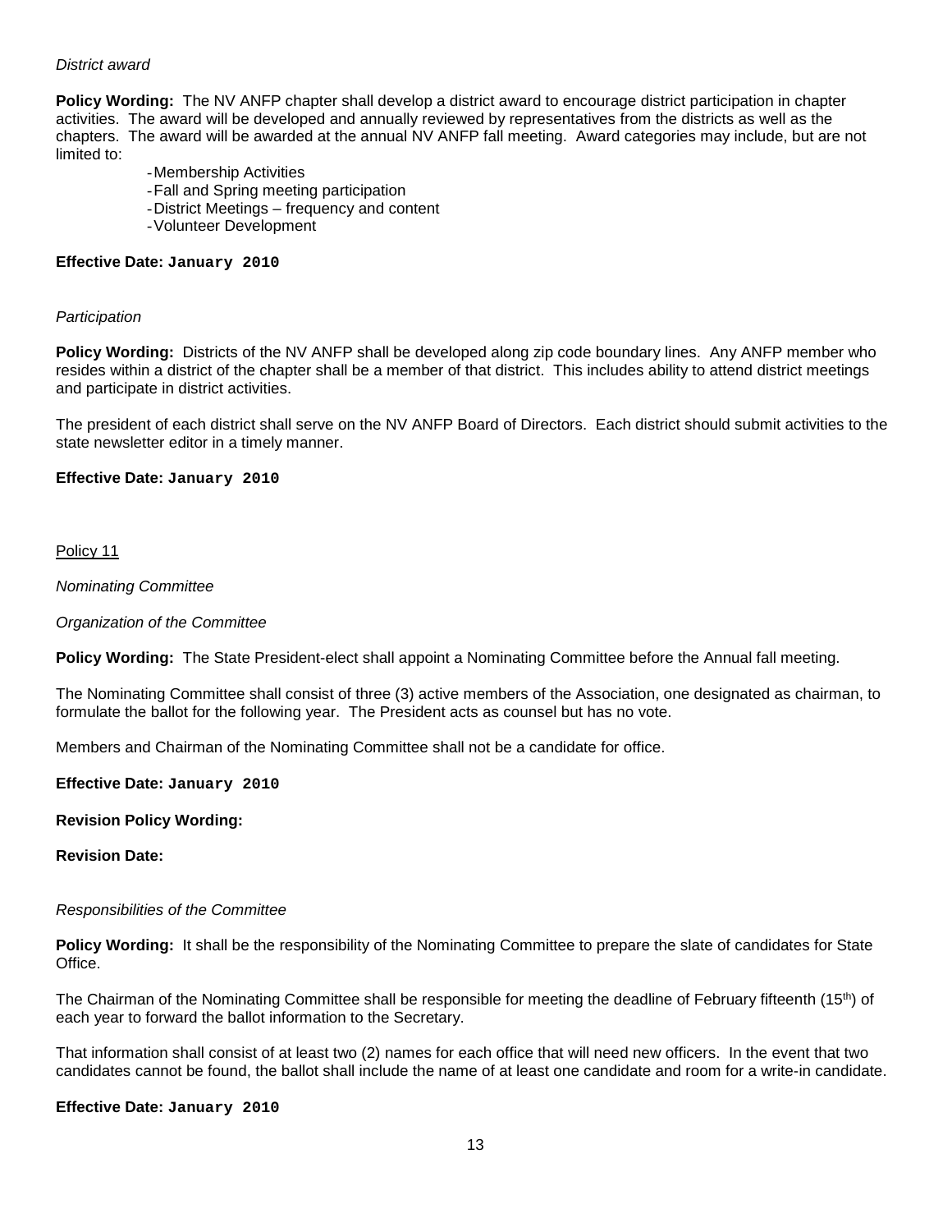*District award*

**Policy Wording:** The NV ANFP chapter shall develop a district award to encourage district participation in chapter activities. The award will be developed and annually reviewed by representatives from the districts as well as the chapters. The award will be awarded at the annual NV ANFP fall meeting. Award categories may include, but are not limited to:

- Membership Activities
- Fall and Spring meeting participation
- District Meetings – frequency and content
- Volunteer Development

**Effective Date: January 2010**

*Participation*

**Policy Wording:** Districts of the NV ANFP shall be developed along zip code boundary lines. Any ANFP member who resides within a district of the chapter shall be a member of that district. This includes ability to attend district meetings and participate in district activities.

The president of each district shall serve on the NV ANFP Board of Directors. Each district should submit activities to the state newsletter editor in a timely manner.

**Effective Date: January 2010**

Policy 11

*Nominating Committee*

*Organization of the Committee*

**Policy Wording:** The State President-elect shall appoint a Nominating Committee before the Annual fall meeting.

The Nominating Committee shall consist of three (3) active members of the Association, one designated as chairman, to formulate the ballot for the following year. The President acts as counsel but has no vote.

Members and Chairman of the Nominating Committee shall not be a candidate for office.

**Effective Date: January 2010**

**Revision Policy Wording:**

**Revision Date:**

*Responsibilities of the Committee*

**Policy Wording:** It shall be the responsibility of the Nominating Committee to prepare the slate of candidates for State Office.

The Chairman of the Nominating Committee shall be responsible for meeting the deadline of February fifteenth (15th) of each year to forward the ballot information to the Secretary.

That information shall consist of at least two (2) names for each office that will need new officers. In the event that two candidates cannot be found, the ballot shall include the name of at least one candidate and room for a write-in candidate.

**Effective Date: January 2010**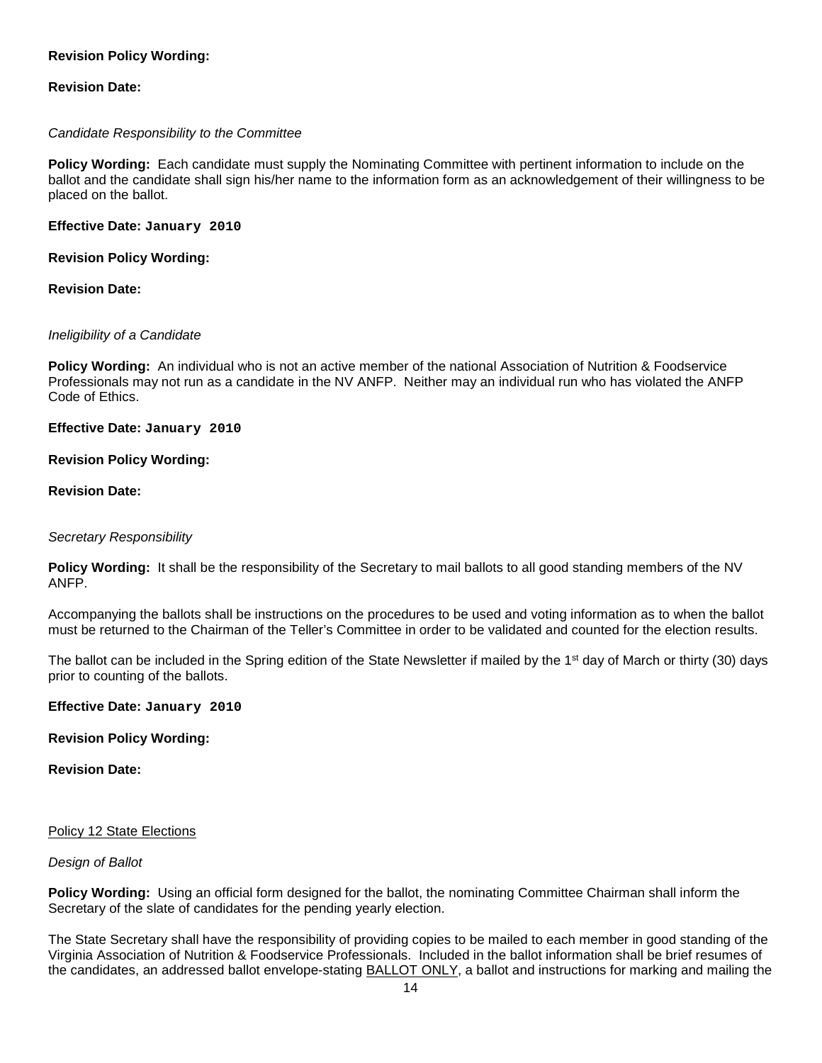**Revision Policy Wording:**

**Revision Date:**

*Candidate Responsibility to the Committee*

**Policy Wording:** Each candidate must supply the Nominating Committee with pertinent information to include on the ballot and the candidate shall sign his/her name to the information form as an acknowledgement of their willingness to be placed on the ballot.

**Effective Date: January 2010**

**Revision Policy Wording:**

**Revision Date:**

*Ineligibility of a Candidate*

**Policy Wording:** An individual who is not an active member of the national Association of Nutrition & Foodservice Professionals may not run as a candidate in the NV ANFP. Neither may an individual run who has violated the ANFP Code of Ethics.

**Effective Date: January 2010**

**Revision Policy Wording:**

**Revision Date:**

*Secretary Responsibility*

**Policy Wording:** It shall be the responsibility of the Secretary to mail ballots to all good standing members of the NV ANFP.

Accompanying the ballots shall be instructions on the procedures to be used and voting information as to when the ballot must be returned to the Chairman of the Teller's Committee in order to be validated and counted for the election results.

The ballot can be included in the Spring edition of the State Newsletter if mailed by the 1st day of March or thirty (30) days prior to counting of the ballots.

**Effective Date: January 2010**

**Revision Policy Wording:**

**Revision Date:**

<u>Policy 12 State Elections</u>

*Design of Ballot*

**Policy Wording:** Using an official form designed for the ballot, the nominating Committee Chairman shall inform the Secretary of the slate of candidates for the pending yearly election.

The State Secretary shall have the responsibility of providing copies to be mailed to each member in good standing of the Virginia Association of Nutrition & Foodservice Professionals. Included in the ballot information shall be brief resumes of the candidates, an addressed ballot envelope-stating <u>BALLOT ONLY</u>, a ballot and instructions for marking and mailing the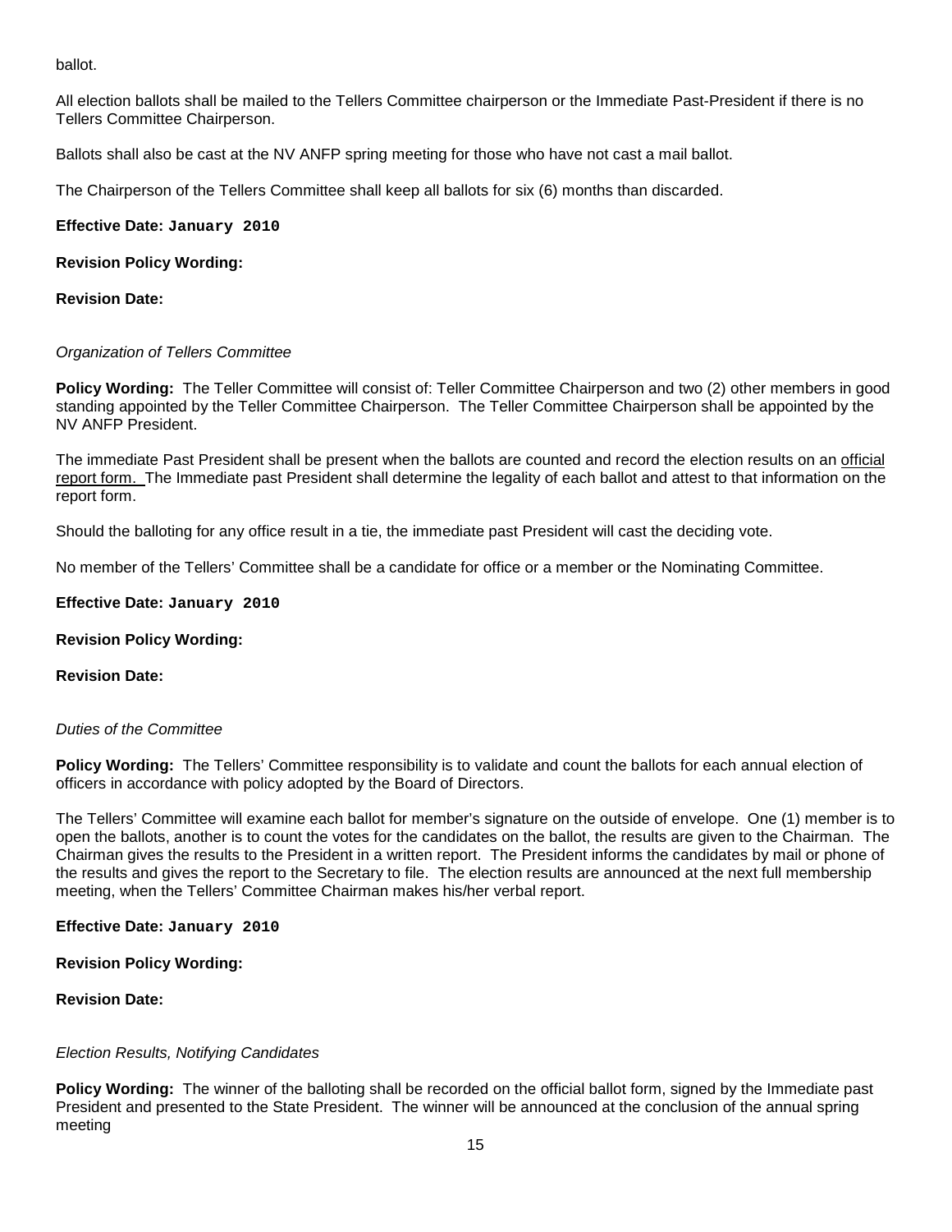ballot.

All election ballots shall be mailed to the Tellers Committee chairperson or the Immediate Past-President if there is no Tellers Committee Chairperson.

Ballots shall also be cast at the NV ANFP spring meeting for those who have not cast a mail ballot.

The Chairperson of the Tellers Committee shall keep all ballots for six (6) months than discarded.

**Effective Date: January 2010**

**Revision Policy Wording:**

**Revision Date:**

*Organization of Tellers Committee*

**Policy Wording:** The Teller Committee will consist of: Teller Committee Chairperson and two (2) other members in good standing appointed by the Teller Committee Chairperson. The Teller Committee Chairperson shall be appointed by the NV ANFP President.

The immediate Past President shall be present when the ballots are counted and record the election results on an official report form. The Immediate past President shall determine the legality of each ballot and attest to that information on the report form.

Should the balloting for any office result in a tie, the immediate past President will cast the deciding vote.

No member of the Tellers' Committee shall be a candidate for office or a member or the Nominating Committee.

**Effective Date: January 2010**

**Revision Policy Wording:**

**Revision Date:**

*Duties of the Committee*

**Policy Wording:** The Tellers' Committee responsibility is to validate and count the ballots for each annual election of officers in accordance with policy adopted by the Board of Directors.

The Tellers' Committee will examine each ballot for member's signature on the outside of envelope. One (1) member is to open the ballots, another is to count the votes for the candidates on the ballot, the results are given to the Chairman. The Chairman gives the results to the President in a written report. The President informs the candidates by mail or phone of the results and gives the report to the Secretary to file. The election results are announced at the next full membership meeting, when the Tellers' Committee Chairman makes his/her verbal report.

**Effective Date: January 2010**

**Revision Policy Wording:**

**Revision Date:**

*Election Results, Notifying Candidates*

**Policy Wording:** The winner of the balloting shall be recorded on the official ballot form, signed by the Immediate past President and presented to the State President. The winner will be announced at the conclusion of the annual spring meeting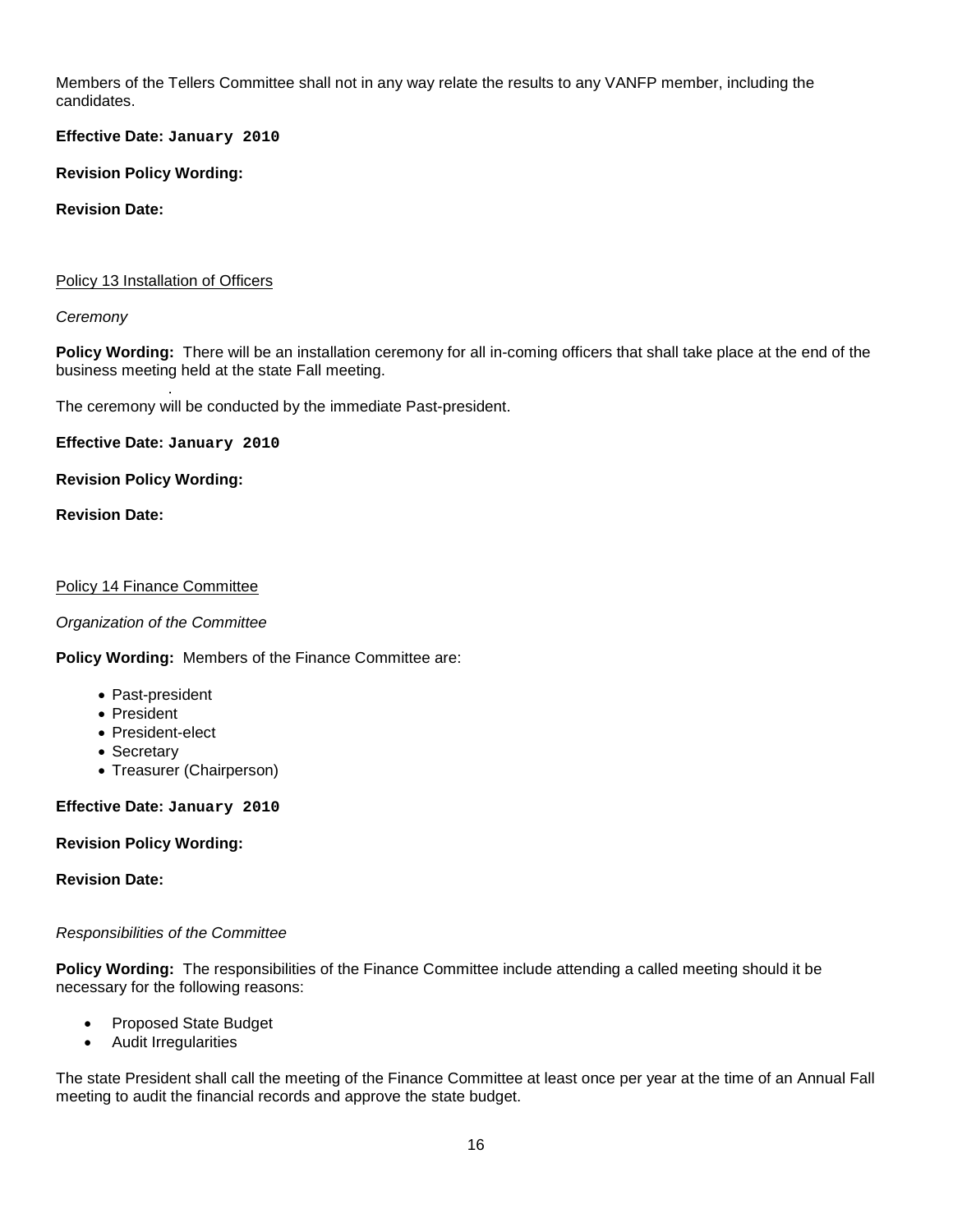Members of the Tellers Committee shall not in any way relate the results to any VANFP member, including the candidates.

**Effective Date: January 2010**

**Revision Policy Wording:**

**Revision Date:**

Policy 13 Installation of Officers

*Ceremony*

**Policy Wording:** There will be an installation ceremony for all in-coming officers that shall take place at the end of the business meeting held at the state Fall meeting.

The ceremony will be conducted by the immediate Past-president.

**Effective Date: January 2010**

**Revision Policy Wording:**

**Revision Date:**

Policy 14 Finance Committee

*Organization of the Committee*

**Policy Wording:** Members of the Finance Committee are:

- Past-president
- President
- President-elect
- Secretary
- Treasurer (Chairperson)

**Effective Date: January 2010**

**Revision Policy Wording:**

**Revision Date:**

*Responsibilities of the Committee*

**Policy Wording:** The responsibilities of the Finance Committee include attending a called meeting should it be necessary for the following reasons:

- Proposed State Budget
- Audit Irregularities

The state President shall call the meeting of the Finance Committee at least once per year at the time of an Annual Fall meeting to audit the financial records and approve the state budget.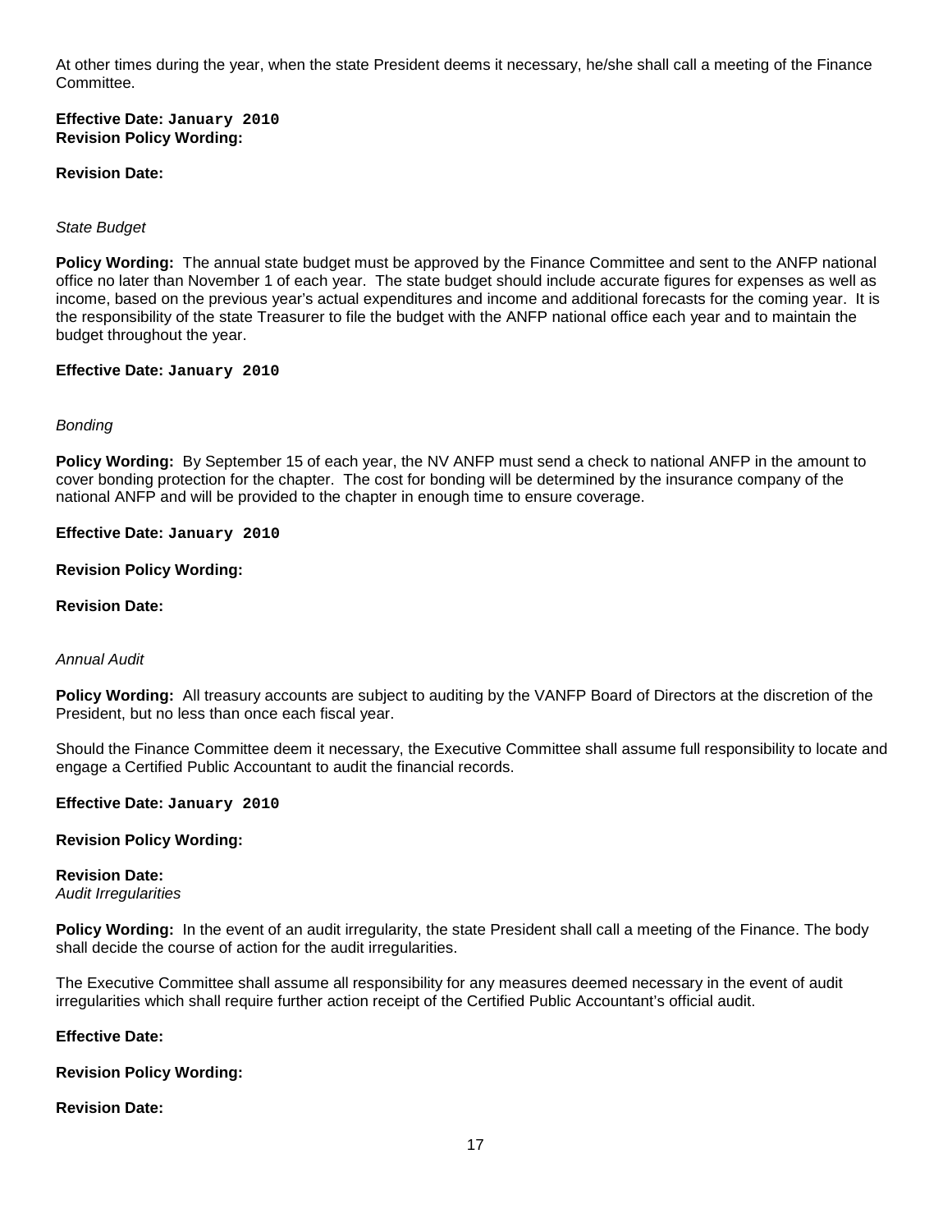At other times during the year, when the state President deems it necessary, he/she shall call a meeting of the Finance Committee.

**Effective Date: January 2010**
**Revision Policy Wording:**

**Revision Date:**

*State Budget*

**Policy Wording:** The annual state budget must be approved by the Finance Committee and sent to the ANFP national office no later than November 1 of each year. The state budget should include accurate figures for expenses as well as income, based on the previous year's actual expenditures and income and additional forecasts for the coming year. It is the responsibility of the state Treasurer to file the budget with the ANFP national office each year and to maintain the budget throughout the year.

**Effective Date: January 2010**

*Bonding*

**Policy Wording:** By September 15 of each year, the NV ANFP must send a check to national ANFP in the amount to cover bonding protection for the chapter. The cost for bonding will be determined by the insurance company of the national ANFP and will be provided to the chapter in enough time to ensure coverage.

**Effective Date: January 2010**

**Revision Policy Wording:**

**Revision Date:**

*Annual Audit*

**Policy Wording:** All treasury accounts are subject to auditing by the VANFP Board of Directors at the discretion of the President, but no less than once each fiscal year.

Should the Finance Committee deem it necessary, the Executive Committee shall assume full responsibility to locate and engage a Certified Public Accountant to audit the financial records.

**Effective Date: January 2010**

**Revision Policy Wording:**

**Revision Date:**
*Audit Irregularities*

**Policy Wording:** In the event of an audit irregularity, the state President shall call a meeting of the Finance. The body shall decide the course of action for the audit irregularities.

The Executive Committee shall assume all responsibility for any measures deemed necessary in the event of audit irregularities which shall require further action receipt of the Certified Public Accountant's official audit.

**Effective Date:**

**Revision Policy Wording:**

**Revision Date:**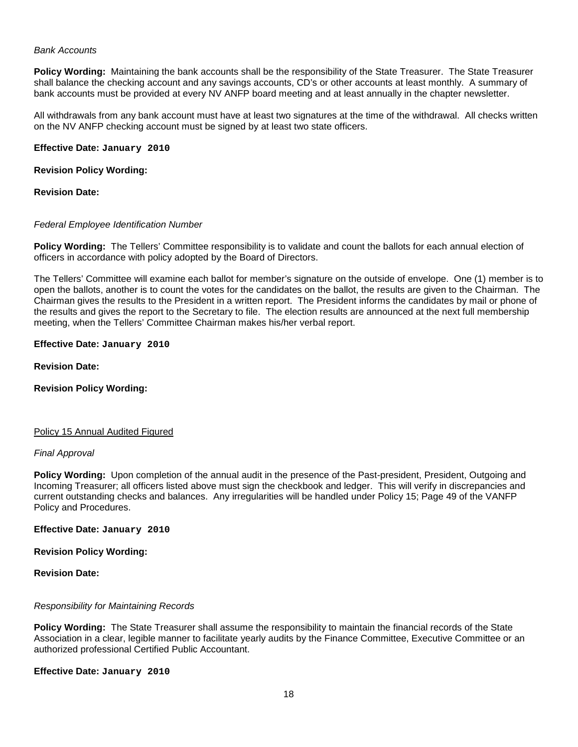*Bank Accounts*

**Policy Wording:** Maintaining the bank accounts shall be the responsibility of the State Treasurer. The State Treasurer shall balance the checking account and any savings accounts, CD's or other accounts at least monthly. A summary of bank accounts must be provided at every NV ANFP board meeting and at least annually in the chapter newsletter.

All withdrawals from any bank account must have at least two signatures at the time of the withdrawal. All checks written on the NV ANFP checking account must be signed by at least two state officers.

**Effective Date: January 2010**

**Revision Policy Wording:**

**Revision Date:**

*Federal Employee Identification Number*

**Policy Wording:** The Tellers' Committee responsibility is to validate and count the ballots for each annual election of officers in accordance with policy adopted by the Board of Directors.

The Tellers' Committee will examine each ballot for member's signature on the outside of envelope. One (1) member is to open the ballots, another is to count the votes for the candidates on the ballot, the results are given to the Chairman. The Chairman gives the results to the President in a written report. The President informs the candidates by mail or phone of the results and gives the report to the Secretary to file. The election results are announced at the next full membership meeting, when the Tellers' Committee Chairman makes his/her verbal report.

**Effective Date: January 2010**

**Revision Date:**

**Revision Policy Wording:**

Policy 15 Annual Audited Figured

*Final Approval*

**Policy Wording:** Upon completion of the annual audit in the presence of the Past-president, President, Outgoing and Incoming Treasurer; all officers listed above must sign the checkbook and ledger. This will verify in discrepancies and current outstanding checks and balances. Any irregularities will be handled under Policy 15; Page 49 of the VANFP Policy and Procedures.

**Effective Date: January 2010**

**Revision Policy Wording:**

**Revision Date:**

*Responsibility for Maintaining Records*

**Policy Wording:** The State Treasurer shall assume the responsibility to maintain the financial records of the State Association in a clear, legible manner to facilitate yearly audits by the Finance Committee, Executive Committee or an authorized professional Certified Public Accountant.

**Effective Date: January 2010**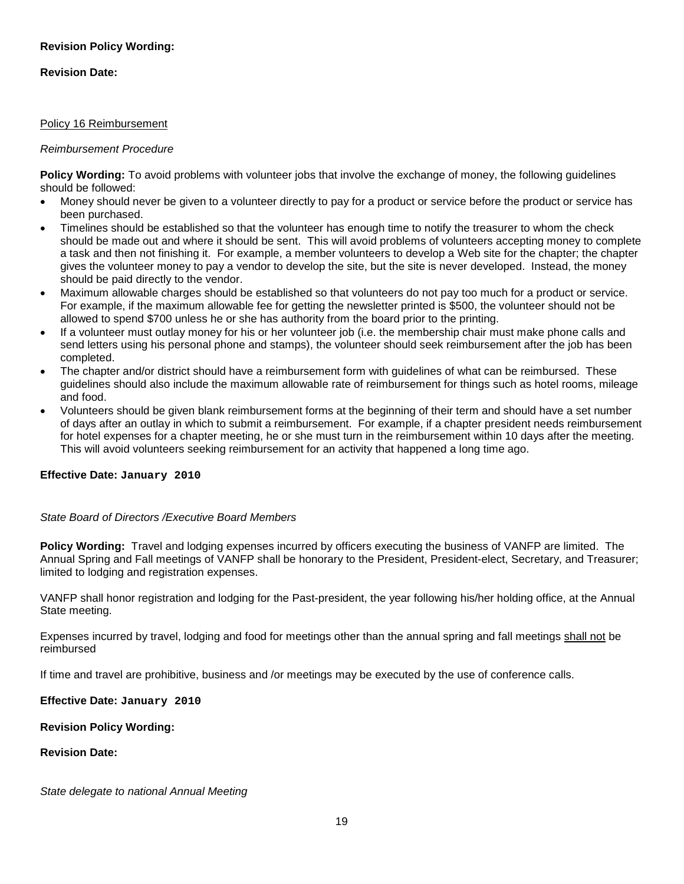**Revision Policy Wording:**

**Revision Date:**

Policy 16 Reimbursement

*Reimbursement Procedure*

**Policy Wording:** To avoid problems with volunteer jobs that involve the exchange of money, the following guidelines should be followed:

- Money should never be given to a volunteer directly to pay for a product or service before the product or service has been purchased.
- Timelines should be established so that the volunteer has enough time to notify the treasurer to whom the check should be made out and where it should be sent. This will avoid problems of volunteers accepting money to complete a task and then not finishing it. For example, a member volunteers to develop a Web site for the chapter; the chapter gives the volunteer money to pay a vendor to develop the site, but the site is never developed. Instead, the money should be paid directly to the vendor.
- Maximum allowable charges should be established so that volunteers do not pay too much for a product or service. For example, if the maximum allowable fee for getting the newsletter printed is $500, the volunteer should not be allowed to spend $700 unless he or she has authority from the board prior to the printing.
- If a volunteer must outlay money for his or her volunteer job (i.e. the membership chair must make phone calls and send letters using his personal phone and stamps), the volunteer should seek reimbursement after the job has been completed.
- The chapter and/or district should have a reimbursement form with guidelines of what can be reimbursed. These guidelines should also include the maximum allowable rate of reimbursement for things such as hotel rooms, mileage and food.
- Volunteers should be given blank reimbursement forms at the beginning of their term and should have a set number of days after an outlay in which to submit a reimbursement. For example, if a chapter president needs reimbursement for hotel expenses for a chapter meeting, he or she must turn in the reimbursement within 10 days after the meeting. This will avoid volunteers seeking reimbursement for an activity that happened a long time ago.

**Effective Date: January 2010**

*State Board of Directors /Executive Board Members*

**Policy Wording:** Travel and lodging expenses incurred by officers executing the business of VANFP are limited. The Annual Spring and Fall meetings of VANFP shall be honorary to the President, President-elect, Secretary, and Treasurer; limited to lodging and registration expenses.

VANFP shall honor registration and lodging for the Past-president, the year following his/her holding office, at the Annual State meeting.

Expenses incurred by travel, lodging and food for meetings other than the annual spring and fall meetings shall not be reimbursed

If time and travel are prohibitive, business and /or meetings may be executed by the use of conference calls.

**Effective Date: January 2010**

**Revision Policy Wording:**

**Revision Date:**

*State delegate to national Annual Meeting*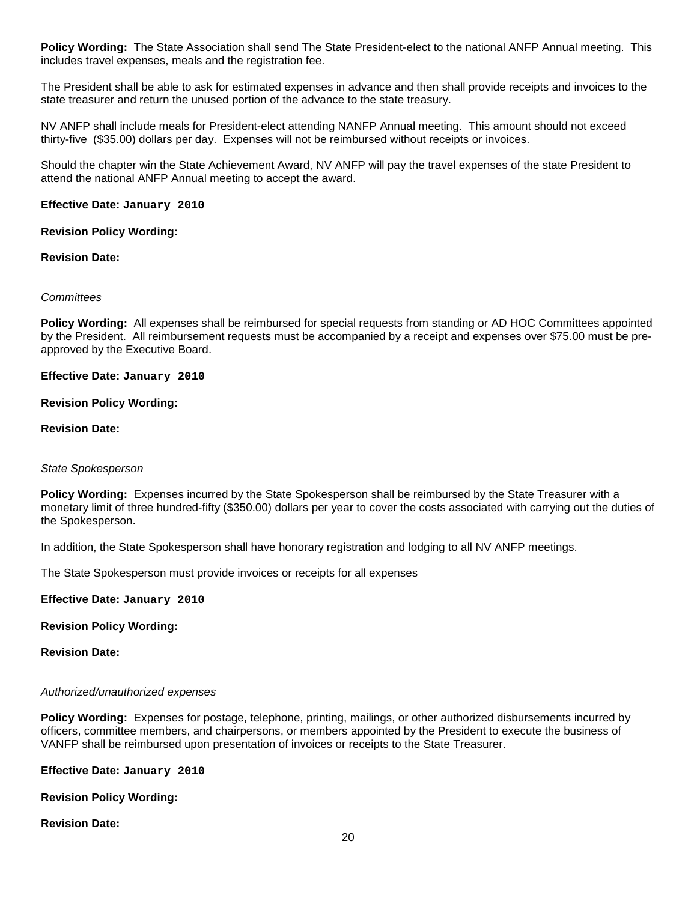**Policy Wording:** The State Association shall send The State President-elect to the national ANFP Annual meeting. This includes travel expenses, meals and the registration fee.

The President shall be able to ask for estimated expenses in advance and then shall provide receipts and invoices to the state treasurer and return the unused portion of the advance to the state treasury.

NV ANFP shall include meals for President-elect attending NANFP Annual meeting. This amount should not exceed thirty-five ($35.00) dollars per day. Expenses will not be reimbursed without receipts or invoices.

Should the chapter win the State Achievement Award, NV ANFP will pay the travel expenses of the state President to attend the national ANFP Annual meeting to accept the award.

**Effective Date: January 2010**

**Revision Policy Wording:**

**Revision Date:**

*Committees*

**Policy Wording:** All expenses shall be reimbursed for special requests from standing or AD HOC Committees appointed by the President. All reimbursement requests must be accompanied by a receipt and expenses over $75.00 must be pre-approved by the Executive Board.

**Effective Date: January 2010**

**Revision Policy Wording:**

**Revision Date:**

*State Spokesperson*

**Policy Wording:** Expenses incurred by the State Spokesperson shall be reimbursed by the State Treasurer with a monetary limit of three hundred-fifty ($350.00) dollars per year to cover the costs associated with carrying out the duties of the Spokesperson.

In addition, the State Spokesperson shall have honorary registration and lodging to all NV ANFP meetings.

The State Spokesperson must provide invoices or receipts for all expenses

**Effective Date: January 2010**

**Revision Policy Wording:**

**Revision Date:**

*Authorized/unauthorized expenses*

**Policy Wording:** Expenses for postage, telephone, printing, mailings, or other authorized disbursements incurred by officers, committee members, and chairpersons, or members appointed by the President to execute the business of VANFP shall be reimbursed upon presentation of invoices or receipts to the State Treasurer.

**Effective Date: January 2010**

**Revision Policy Wording:**

**Revision Date:**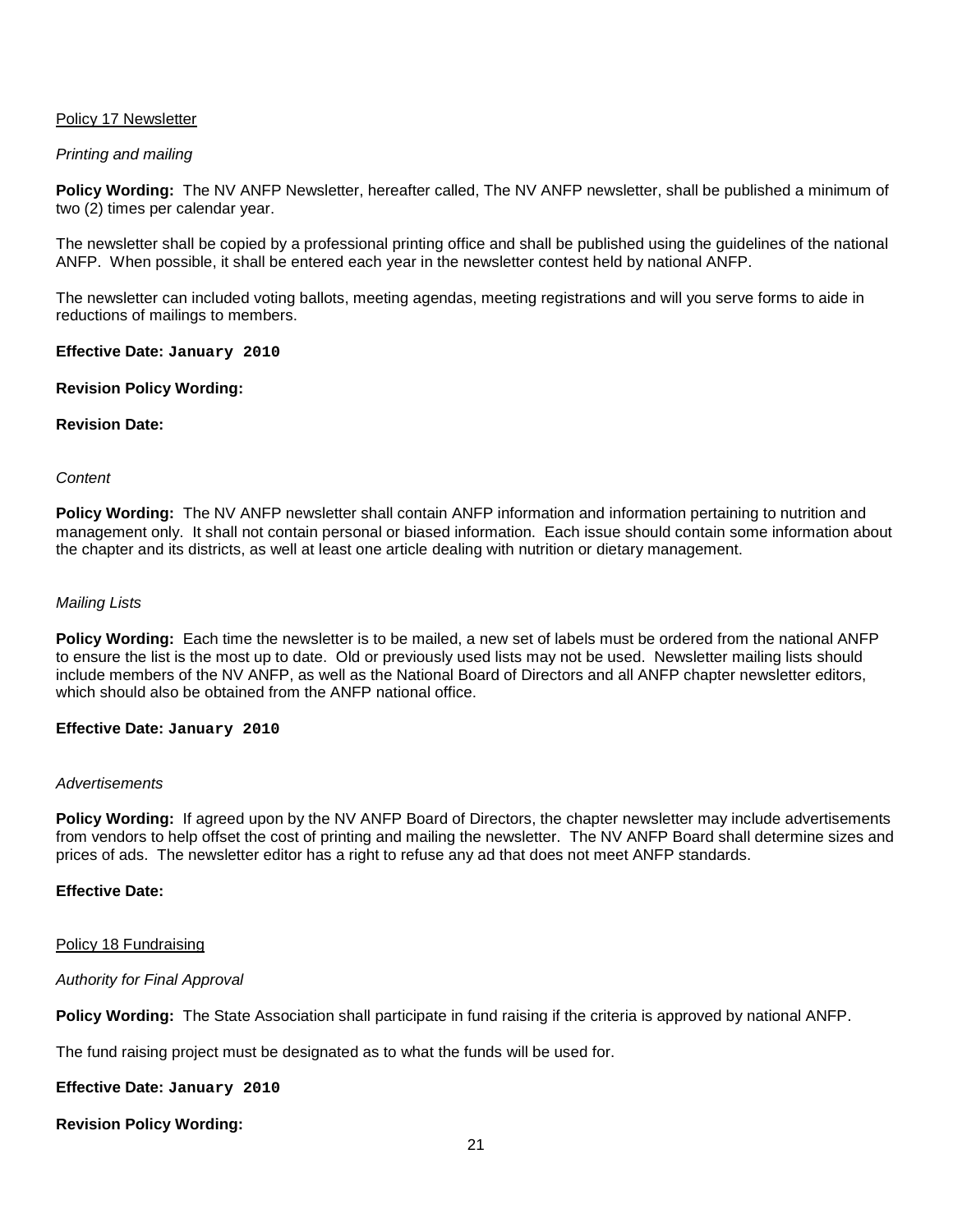Policy 17 Newsletter

*Printing and mailing*

**Policy Wording:** The NV ANFP Newsletter, hereafter called, The NV ANFP newsletter, shall be published a minimum of two (2) times per calendar year.

The newsletter shall be copied by a professional printing office and shall be published using the guidelines of the national ANFP. When possible, it shall be entered each year in the newsletter contest held by national ANFP.

The newsletter can included voting ballots, meeting agendas, meeting registrations and will you serve forms to aide in reductions of mailings to members.

**Effective Date: January 2010**

**Revision Policy Wording:**

**Revision Date:**

*Content*

**Policy Wording:** The NV ANFP newsletter shall contain ANFP information and information pertaining to nutrition and management only. It shall not contain personal or biased information. Each issue should contain some information about the chapter and its districts, as well at least one article dealing with nutrition or dietary management.

*Mailing Lists*

**Policy Wording:** Each time the newsletter is to be mailed, a new set of labels must be ordered from the national ANFP to ensure the list is the most up to date. Old or previously used lists may not be used. Newsletter mailing lists should include members of the NV ANFP, as well as the National Board of Directors and all ANFP chapter newsletter editors, which should also be obtained from the ANFP national office.

**Effective Date: January 2010**

*Advertisements*

**Policy Wording:** If agreed upon by the NV ANFP Board of Directors, the chapter newsletter may include advertisements from vendors to help offset the cost of printing and mailing the newsletter. The NV ANFP Board shall determine sizes and prices of ads. The newsletter editor has a right to refuse any ad that does not meet ANFP standards.

**Effective Date:**

Policy 18 Fundraising

*Authority for Final Approval*

**Policy Wording:** The State Association shall participate in fund raising if the criteria is approved by national ANFP.

The fund raising project must be designated as to what the funds will be used for.

**Effective Date: January 2010**

**Revision Policy Wording:**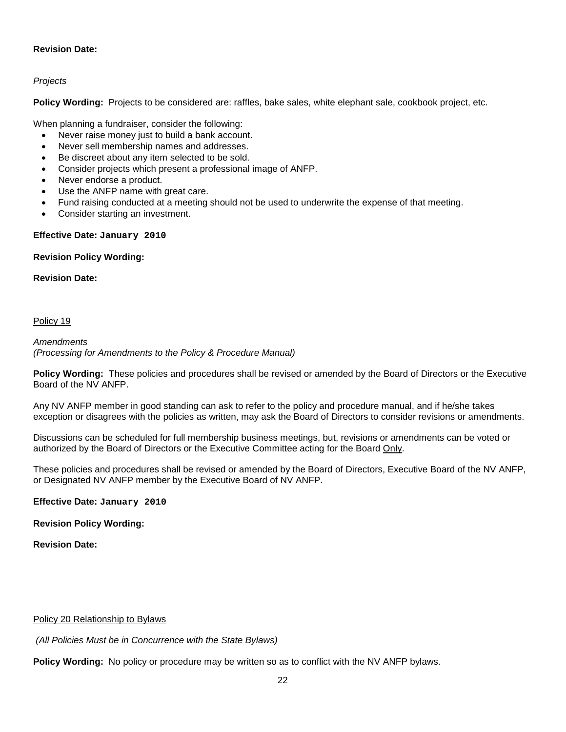**Revision Date:**

*Projects*

**Policy Wording:** Projects to be considered are: raffles, bake sales, white elephant sale, cookbook project, etc.

When planning a fundraiser, consider the following:

- Never raise money just to build a bank account.
- Never sell membership names and addresses.
- Be discreet about any item selected to be sold.
- Consider projects which present a professional image of ANFP.
- Never endorse a product.
- Use the ANFP name with great care.
- Fund raising conducted at a meeting should not be used to underwrite the expense of that meeting.
- Consider starting an investment.

**Effective Date: `January 2010`**

**Revision Policy Wording:**

**Revision Date:**

<u>Policy 19</u>

*Amendments*
*(Processing for Amendments to the Policy & Procedure Manual)*

**Policy Wording:** These policies and procedures shall be revised or amended by the Board of Directors or the Executive Board of the NV ANFP.

Any NV ANFP member in good standing can ask to refer to the policy and procedure manual, and if he/she takes exception or disagrees with the policies as written, may ask the Board of Directors to consider revisions or amendments.

Discussions can be scheduled for full membership business meetings, but, revisions or amendments can be voted or authorized by the Board of Directors or the Executive Committee acting for the Board <u>Only</u>.

These policies and procedures shall be revised or amended by the Board of Directors, Executive Board of the NV ANFP, or Designated NV ANFP member by the Executive Board of NV ANFP.

**Effective Date: `January 2010`**

**Revision Policy Wording:**

**Revision Date:**

<u>Policy 20 Relationship to Bylaws</u>

*(All Policies Must be in Concurrence with the State Bylaws)*

**Policy Wording:** No policy or procedure may be written so as to conflict with the NV ANFP bylaws.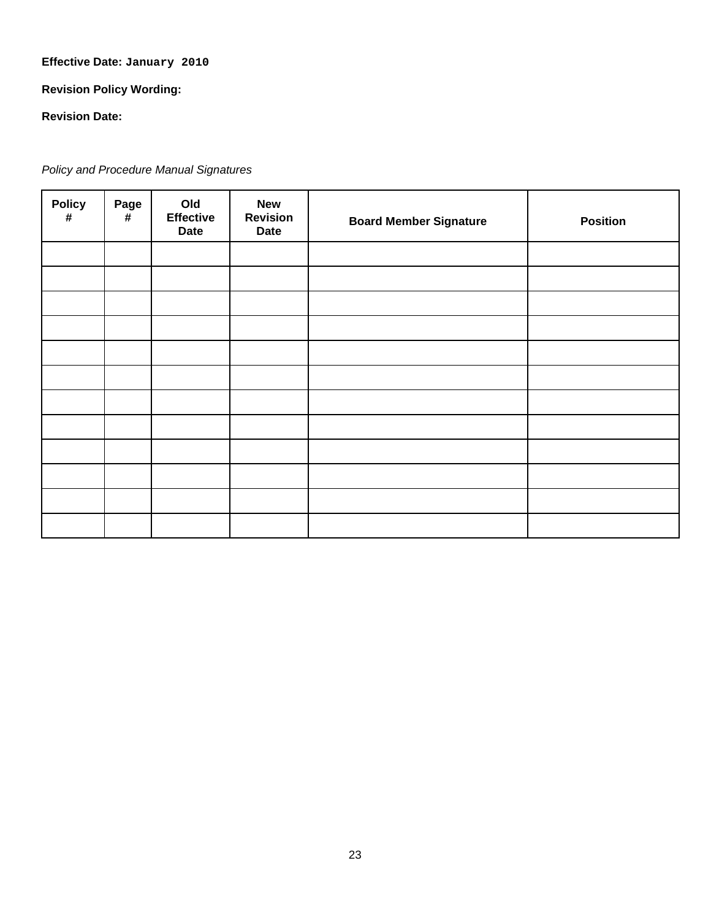**Effective Date:** January 2010

**Revision Policy Wording:**

**Revision Date:**

*Policy and Procedure Manual Signatures*

| Policy # | Page # | Old Effective Date | New Revision Date | Board Member Signature | Position |
|---|---|---|---|---|---|
| | | | | | |
| | | | | | |
| | | | | | |
| | | | | | |
| | | | | | |
| | | | | | |
| | | | | | |
| | | | | | |
| | | | | | |
| | | | | | |
| | | | | | |
| | | | | | |